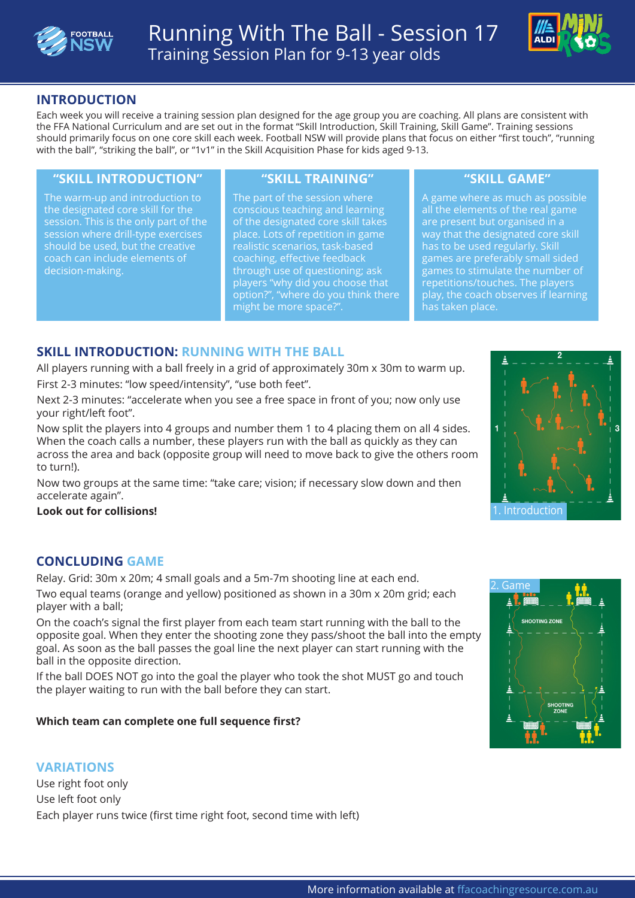# Running With The Ball - Session 17

Training Session Plan for 9-13 year olds

## INTRODUCTION

Each week you will receive a training session plan designed for the age group you are coaching. All plans are consistent with the FFA National Curriculum and are set out in the format "Skill Introduction, Skill Training, Skill Game". Training sessions should primarily focus on one core skill each week. Football NSW will provide plans that focus on either "first touch", "running with the ball", "striking the ball", or "1v1" in the Skill Acquisition Phase for kids aged 9-13.

| "SKILL INTRODUCTION" | "SKILL TRAINING" | "SKILL GAME" |
| --- | --- | --- |
| The warm-up and introduction to the designated core skill for the session. This is the only part of the session where drill-type exercises should be used, but the creative coach can include elements of decision-making. | The part of the session where conscious teaching and learning of the designated core skill takes place. Lots of repetition in game realistic scenarios, task-based coaching, effective feedback through use of questioning; ask players "why did you choose that option?", "where do you think there might be more space?". | A game where as much as possible all the elements of the real game are present but organised in a way that the designated core skill has to be used regularly. Skill games are preferably small sided games to stimulate the number of repetitions/touches. The players play, the coach observes if learning has taken place. |

## SKILL INTRODUCTION: RUNNING WITH THE BALL

All players running with a ball freely in a grid of approximately 30m x 30m to warm up.

First 2-3 minutes: "low speed/intensity", "use both feet".

Next 2-3 minutes: "accelerate when you see a free space in front of you; now only use your right/left foot".

Now split the players into 4 groups and number them 1 to 4 placing them on all 4 sides. When the coach calls a number, these players run with the ball as quickly as they can across the area and back (opposite group will need to move back to give the others room to turn!).

Now two groups at the same time: "take care; vision; if necessary slow down and then accelerate again".

**Look out for collisions!**

1. Introduction

## CONCLUDING GAME

Relay. Grid: 30m x 20m; 4 small goals and a 5m-7m shooting line at each end.

Two equal teams (orange and yellow) positioned as shown in a 30m x 20m grid; each player with a ball;

On the coach's signal the first player from each team start running with the ball to the opposite goal. When they enter the shooting zone they pass/shoot the ball into the empty goal. As soon as the ball passes the goal line the next player can start running with the ball in the opposite direction.

If the ball DOES NOT go into the goal the player who took the shot MUST go and touch the player waiting to run with the ball before they can start.

**Which team can complete one full sequence first?**

2. Game

## VARIATIONS

Use right foot only

Use left foot only

Each player runs twice (first time right foot, second time with left)

More information available at ffacoachingresource.com.au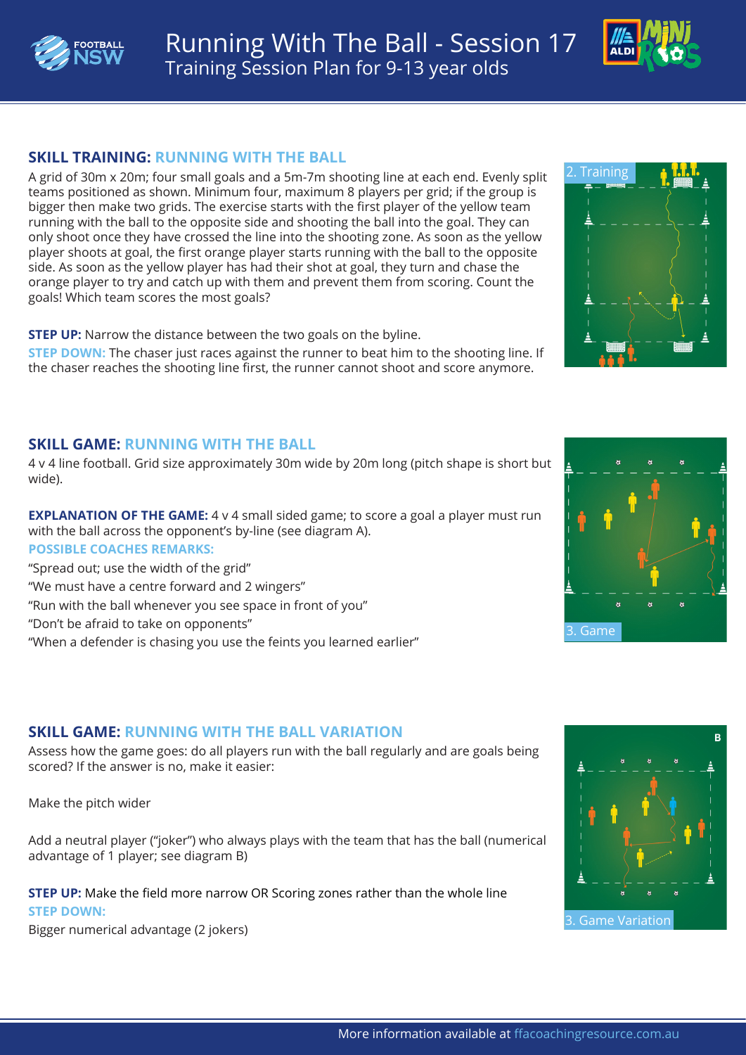# Running With The Ball - Session 17

Training Session Plan for 9-13 year olds

## SKILL TRAINING: RUNNING WITH THE BALL

A grid of 30m x 20m; four small goals and a 5m-7m shooting line at each end. Evenly split teams positioned as shown. Minimum four, maximum 8 players per grid; if the group is bigger then make two grids. The exercise starts with the first player of the yellow team running with the ball to the opposite side and shooting the ball into the goal. They can only shoot once they have crossed the line into the shooting zone. As soon as the yellow player shoots at goal, the first orange player starts running with the ball to the opposite side. As soon as the yellow player has had their shot at goal, they turn and chase the orange player to try and catch up with them and prevent them from scoring. Count the goals! Which team scores the most goals?

**STEP UP:** Narrow the distance between the two goals on the byline.

**STEP DOWN:** The chaser just races against the runner to beat him to the shooting line. If the chaser reaches the shooting line first, the runner cannot shoot and score anymore.

2. Training

## SKILL GAME: RUNNING WITH THE BALL

4 v 4 line football. Grid size approximately 30m wide by 20m long (pitch shape is short but wide).

**EXPLANATION OF THE GAME:** 4 v 4 small sided game; to score a goal a player must run with the ball across the opponent's by-line (see diagram A).

**POSSIBLE COACHES REMARKS:**

"Spread out; use the width of the grid"

"We must have a centre forward and 2 wingers"

"Run with the ball whenever you see space in front of you"

"Don't be afraid to take on opponents"

"When a defender is chasing you use the feints you learned earlier"

3. Game

## SKILL GAME: RUNNING WITH THE BALL VARIATION

Assess how the game goes: do all players run with the ball regularly and are goals being scored? If the answer is no, make it easier:

Make the pitch wider

Add a neutral player ("joker") who always plays with the team that has the ball (numerical advantage of 1 player; see diagram B)

**STEP UP:** Make the field more narrow OR Scoring zones rather than the whole line

**STEP DOWN:**

Bigger numerical advantage (2 jokers)

B

3. Game Variation

More information available at ffacoachingresource.com.au